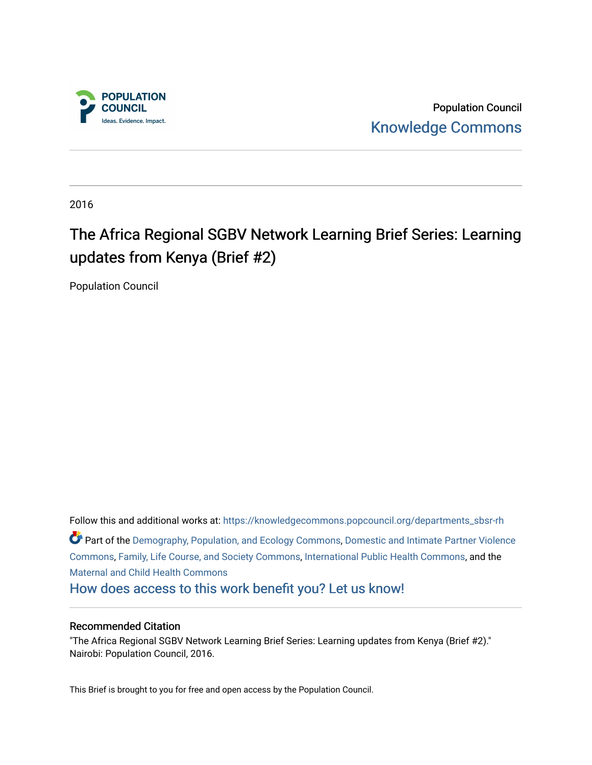Population Council
Knowledge Commons

2016

# The Africa Regional SGBV Network Learning Brief Series: Learning updates from Kenya (Brief #2)

Population Council

Follow this and additional works at: https://knowledgecommons.popcouncil.org/departments_sbsr-rh

Part of the Demography, Population, and Ecology Commons, Domestic and Intimate Partner Violence Commons, Family, Life Course, and Society Commons, International Public Health Commons, and the Maternal and Child Health Commons

How does access to this work benefit you? Let us know!

### Recommended Citation

"The Africa Regional SGBV Network Learning Brief Series: Learning updates from Kenya (Brief #2)." Nairobi: Population Council, 2016.

This Brief is brought to you for free and open access by the Population Council.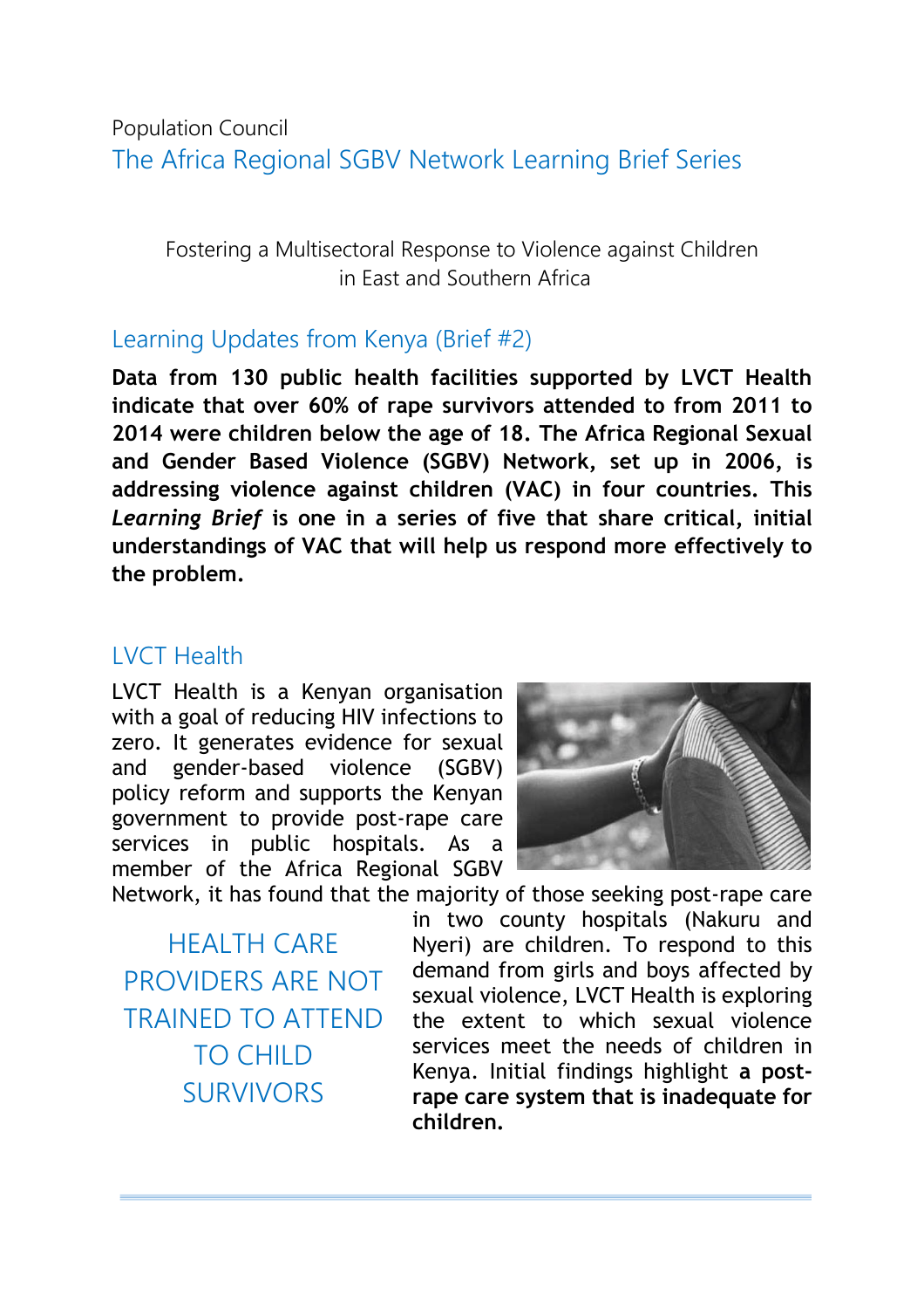Population Council

# The Africa Regional SGBV Network Learning Brief Series

Fostering a Multisectoral Response to Violence against Children in East and Southern Africa

## Learning Updates from Kenya (Brief #2)

**Data from 130 public health facilities supported by LVCT Health indicate that over 60% of rape survivors attended to from 2011 to 2014 were children below the age of 18. The Africa Regional Sexual and Gender Based Violence (SGBV) Network, set up in 2006, is addressing violence against children (VAC) in four countries. This *Learning Brief* is one in a series of five that share critical, initial understandings of VAC that will help us respond more effectively to the problem.**

## LVCT Health

LVCT Health is a Kenyan organisation with a goal of reducing HIV infections to zero. It generates evidence for sexual and gender-based violence (SGBV) policy reform and supports the Kenyan government to provide post-rape care services in public hospitals. As a member of the Africa Regional SGBV Network, it has found that the majority of those seeking post-rape care in two county hospitals (Nakuru and Nyeri) are children. To respond to this demand from girls and boys affected by sexual violence, LVCT Health is exploring the extent to which sexual violence services meet the needs of children in Kenya. Initial findings highlight **a post-rape care system that is inadequate for children.**

HEALTH CARE PROVIDERS ARE NOT TRAINED TO ATTEND TO CHILD SURVIVORS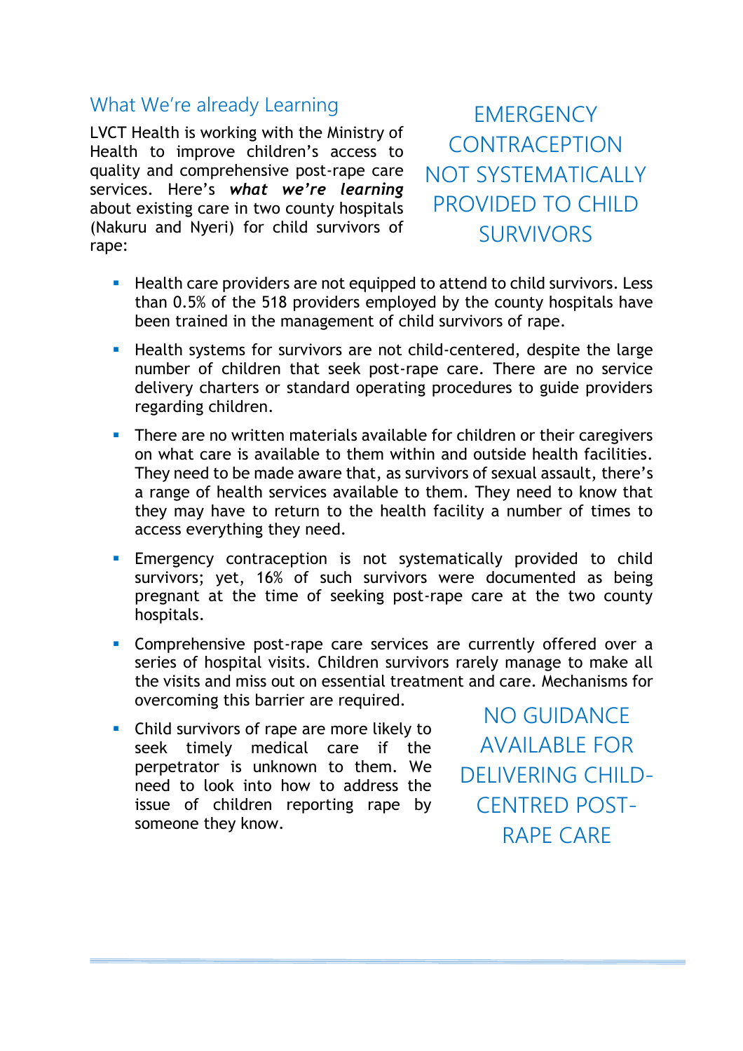## What We're already Learning

LVCT Health is working with the Ministry of Health to improve children's access to quality and comprehensive post-rape care services. Here's ***what we're learning*** about existing care in two county hospitals (Nakuru and Nyeri) for child survivors of rape:

EMERGENCY CONTRACEPTION NOT SYSTEMATICALLY PROVIDED TO CHILD SURVIVORS

- Health care providers are not equipped to attend to child survivors. Less than 0.5% of the 518 providers employed by the county hospitals have been trained in the management of child survivors of rape.
- Health systems for survivors are not child-centered, despite the large number of children that seek post-rape care. There are no service delivery charters or standard operating procedures to guide providers regarding children.
- There are no written materials available for children or their caregivers on what care is available to them within and outside health facilities. They need to be made aware that, as survivors of sexual assault, there's a range of health services available to them. They need to know that they may have to return to the health facility a number of times to access everything they need.
- Emergency contraception is not systematically provided to child survivors; yet, 16% of such survivors were documented as being pregnant at the time of seeking post-rape care at the two county hospitals.
- Comprehensive post-rape care services are currently offered over a series of hospital visits. Children survivors rarely manage to make all the visits and miss out on essential treatment and care. Mechanisms for overcoming this barrier are required.
- Child survivors of rape are more likely to seek timely medical care if the perpetrator is unknown to them. We need to look into how to address the issue of children reporting rape by someone they know.

NO GUIDANCE AVAILABLE FOR DELIVERING CHILD-CENTRED POST-RAPE CARE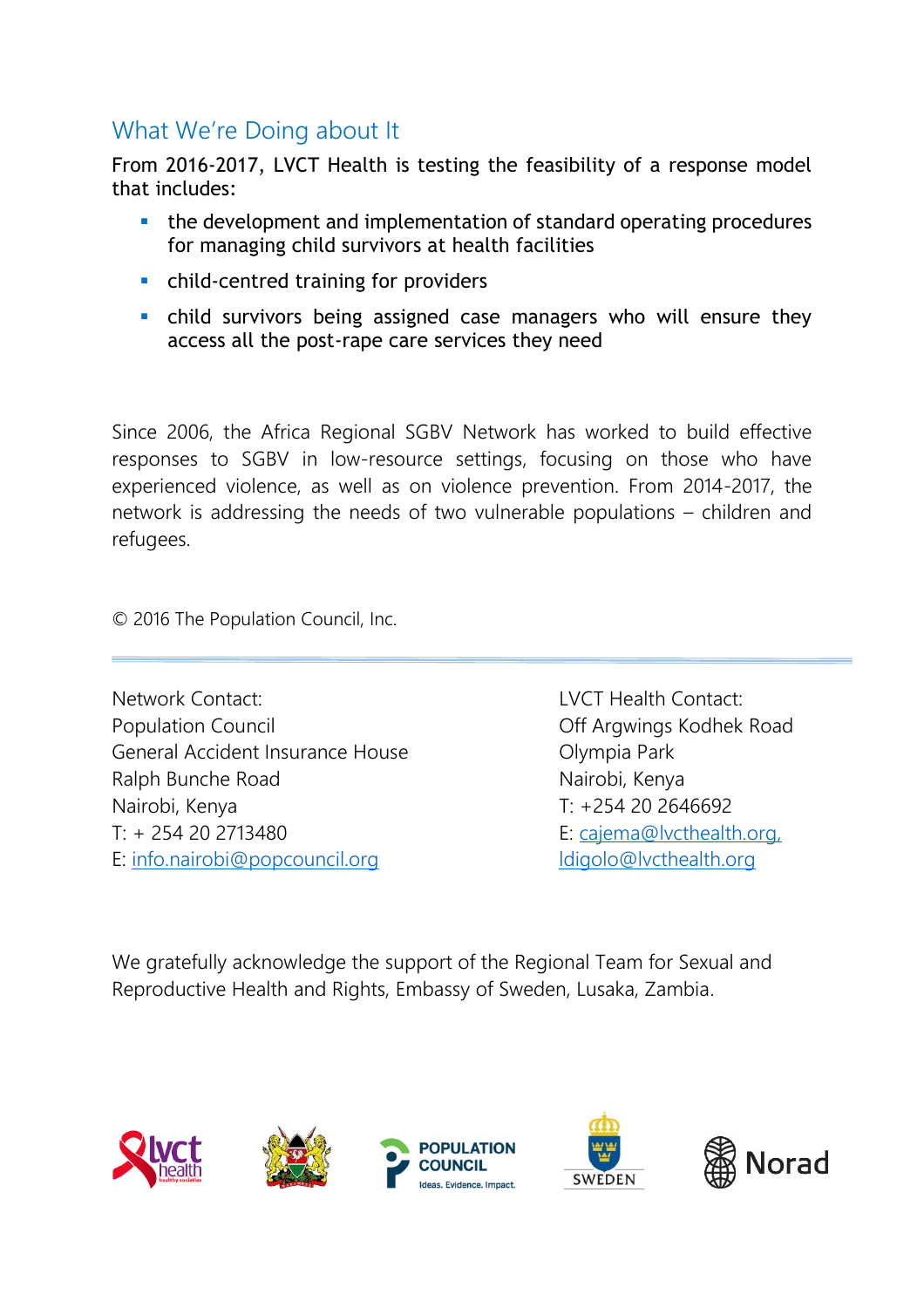## What We're Doing about It

From 2016-2017, LVCT Health is testing the feasibility of a response model that includes:

- the development and implementation of standard operating procedures for managing child survivors at health facilities
- child-centred training for providers
- child survivors being assigned case managers who will ensure they access all the post-rape care services they need

Since 2006, the Africa Regional SGBV Network has worked to build effective responses to SGBV in low-resource settings, focusing on those who have experienced violence, as well as on violence prevention. From 2014-2017, the network is addressing the needs of two vulnerable populations – children and refugees.

© 2016 The Population Council, Inc.

---

Network Contact:
Population Council
General Accident Insurance House
Ralph Bunche Road
Nairobi, Kenya
T: + 254 20 2713480
E: info.nairobi@popcouncil.org

LVCT Health Contact:
Off Argwings Kodhek Road
Olympia Park
Nairobi, Kenya
T: +254 20 2646692
E: cajema@lvcthealth.org, ldigolo@lvcthealth.org

We gratefully acknowledge the support of the Regional Team for Sexual and Reproductive Health and Rights, Embassy of Sweden, Lusaka, Zambia.

lvct health healthy societies

POPULATION COUNCIL Ideas. Evidence. Impact.

SWEDEN

Norad